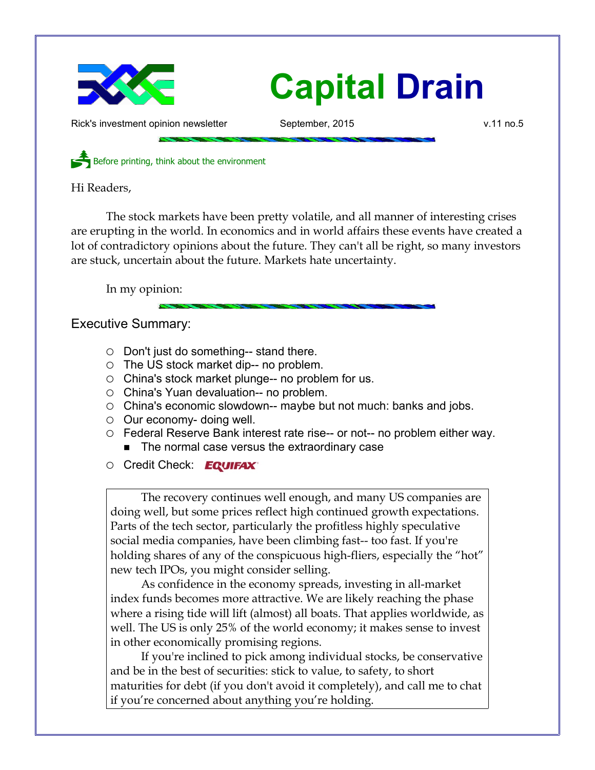# Capital Drain

Rick's investment opinion newsletter | September, 2015 | v.11 no.5

Before printing, think about the environment

Hi Readers,

The stock markets have been pretty volatile, and all manner of interesting crises are erupting in the world. In economics and in world affairs these events have created a lot of contradictory opinions about the future. They can't all be right, so many investors are stuck, uncertain about the future. Markets hate uncertainty.

In my opinion:

## Executive Summary:

- Don't just do something-- stand there.
- The US stock market dip-- no problem.
- China's stock market plunge-- no problem for us.
- China's Yuan devaluation-- no problem.
- China's economic slowdown-- maybe but not much: banks and jobs.
- Our economy- doing well.
- Federal Reserve Bank interest rate rise-- or not-- no problem either way.
  - The normal case versus the extraordinary case
- Credit Check: EQUIFAX

The recovery continues well enough, and many US companies are doing well, but some prices reflect high continued growth expectations. Parts of the tech sector, particularly the profitless highly speculative social media companies, have been climbing fast-- too fast. If you're holding shares of any of the conspicuous high-fliers, especially the "hot" new tech IPOs, you might consider selling.

As confidence in the economy spreads, investing in all-market index funds becomes more attractive. We are likely reaching the phase where a rising tide will lift (almost) all boats. That applies worldwide, as well. The US is only 25% of the world economy; it makes sense to invest in other economically promising regions.

If you're inclined to pick among individual stocks, be conservative and be in the best of securities: stick to value, to safety, to short maturities for debt (if you don't avoid it completely), and call me to chat if you're concerned about anything you're holding.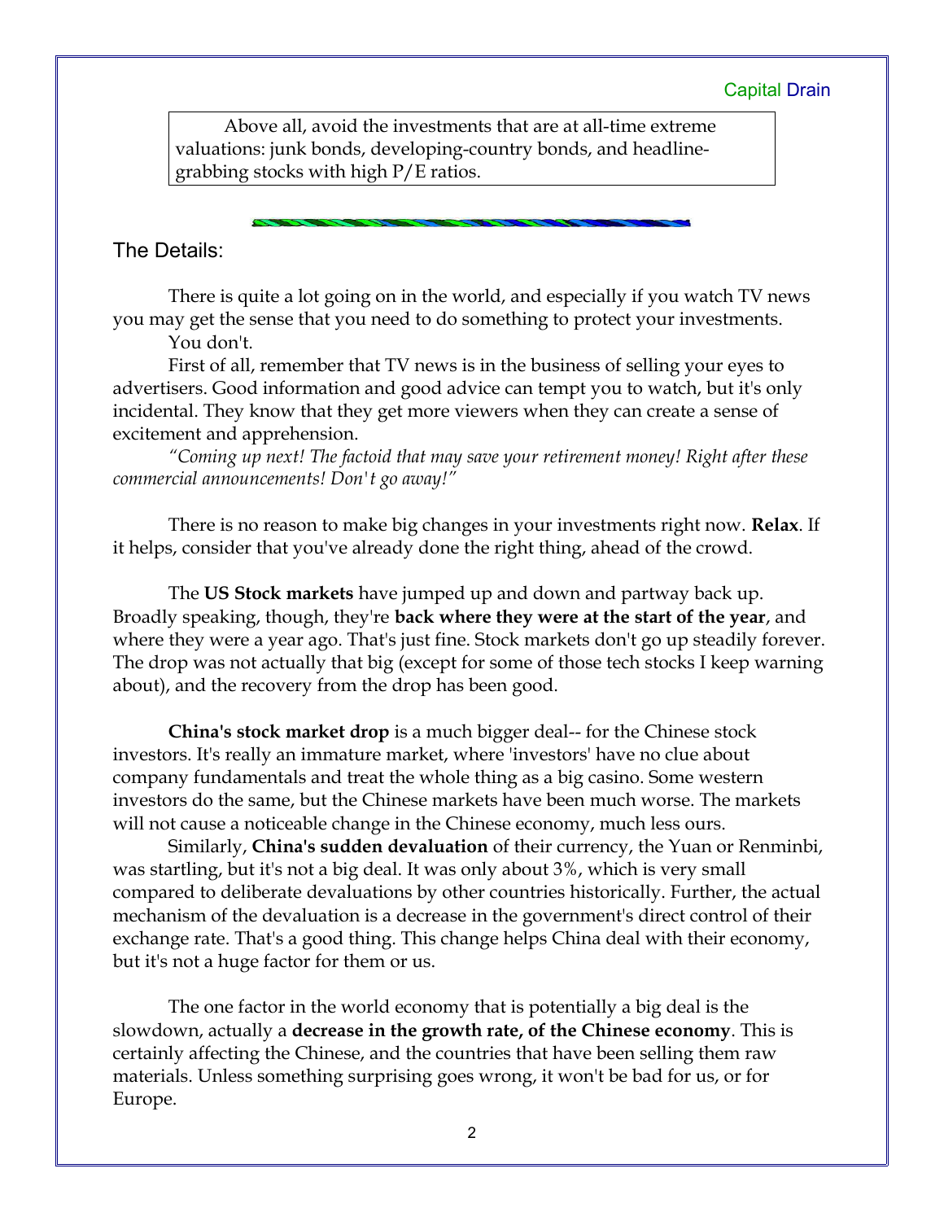> Above all, avoid the investments that are at all-time extreme valuations: junk bonds, developing-country bonds, and headline-grabbing stocks with high P/E ratios.

## The Details:

There is quite a lot going on in the world, and especially if you watch TV news you may get the sense that you need to do something to protect your investments.

You don't.

First of all, remember that TV news is in the business of selling your eyes to advertisers. Good information and good advice can tempt you to watch, but it's only incidental. They know that they get more viewers when they can create a sense of excitement and apprehension.

*"Coming up next! The factoid that may save your retirement money! Right after these commercial announcements! Don't go away!"*

There is no reason to make big changes in your investments right now. **Relax**. If it helps, consider that you've already done the right thing, ahead of the crowd.

The **US Stock markets** have jumped up and down and partway back up. Broadly speaking, though, they're **back where they were at the start of the year**, and where they were a year ago. That's just fine. Stock markets don't go up steadily forever. The drop was not actually that big (except for some of those tech stocks I keep warning about), and the recovery from the drop has been good.

**China's stock market drop** is a much bigger deal-- for the Chinese stock investors. It's really an immature market, where 'investors' have no clue about company fundamentals and treat the whole thing as a big casino. Some western investors do the same, but the Chinese markets have been much worse. The markets will not cause a noticeable change in the Chinese economy, much less ours.

Similarly, **China's sudden devaluation** of their currency, the Yuan or Renminbi, was startling, but it's not a big deal. It was only about 3%, which is very small compared to deliberate devaluations by other countries historically. Further, the actual mechanism of the devaluation is a decrease in the government's direct control of their exchange rate. That's a good thing. This change helps China deal with their economy, but it's not a huge factor for them or us.

The one factor in the world economy that is potentially a big deal is the slowdown, actually a **decrease in the growth rate, of the Chinese economy**. This is certainly affecting the Chinese, and the countries that have been selling them raw materials. Unless something surprising goes wrong, it won't be bad for us, or for Europe.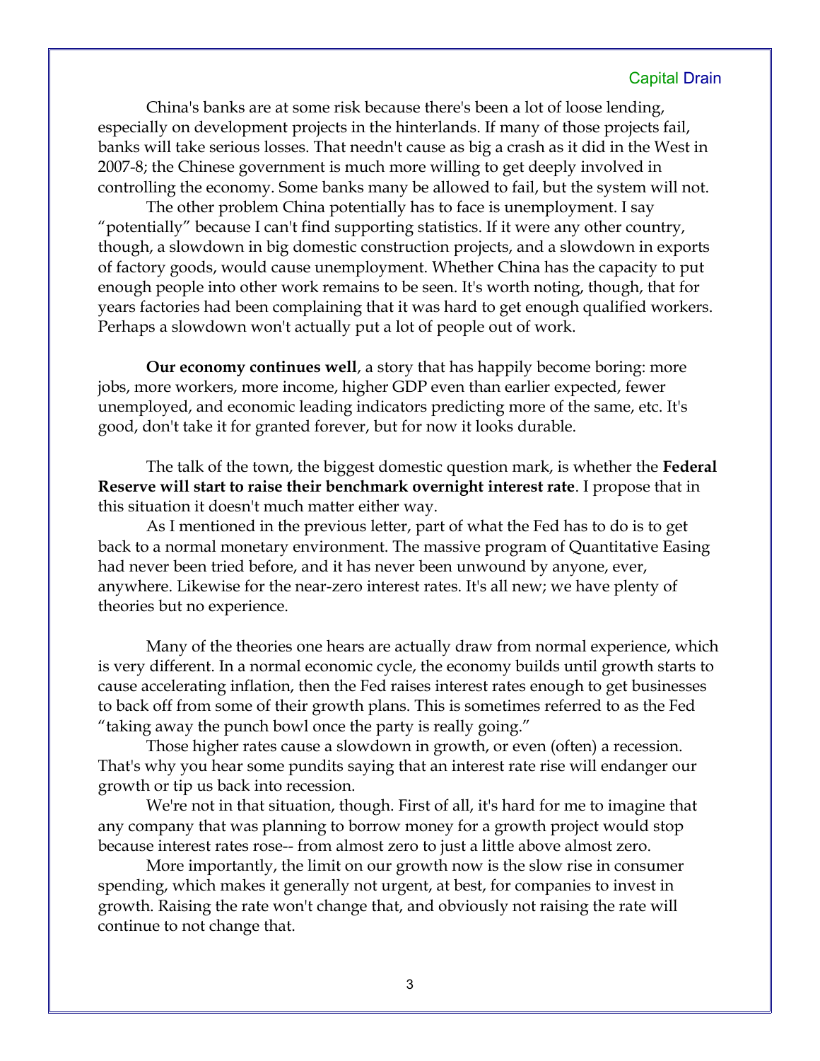China's banks are at some risk because there's been a lot of loose lending, especially on development projects in the hinterlands. If many of those projects fail, banks will take serious losses. That needn't cause as big a crash as it did in the West in 2007-8; the Chinese government is much more willing to get deeply involved in controlling the economy. Some banks many be allowed to fail, but the system will not.

The other problem China potentially has to face is unemployment. I say "potentially" because I can't find supporting statistics. If it were any other country, though, a slowdown in big domestic construction projects, and a slowdown in exports of factory goods, would cause unemployment. Whether China has the capacity to put enough people into other work remains to be seen. It's worth noting, though, that for years factories had been complaining that it was hard to get enough qualified workers. Perhaps a slowdown won't actually put a lot of people out of work.

**Our economy continues well**, a story that has happily become boring: more jobs, more workers, more income, higher GDP even than earlier expected, fewer unemployed, and economic leading indicators predicting more of the same, etc. It's good, don't take it for granted forever, but for now it looks durable.

The talk of the town, the biggest domestic question mark, is whether the **Federal Reserve will start to raise their benchmark overnight interest rate**. I propose that in this situation it doesn't much matter either way.

As I mentioned in the previous letter, part of what the Fed has to do is to get back to a normal monetary environment. The massive program of Quantitative Easing had never been tried before, and it has never been unwound by anyone, ever, anywhere. Likewise for the near-zero interest rates. It's all new; we have plenty of theories but no experience.

Many of the theories one hears are actually draw from normal experience, which is very different. In a normal economic cycle, the economy builds until growth starts to cause accelerating inflation, then the Fed raises interest rates enough to get businesses to back off from some of their growth plans. This is sometimes referred to as the Fed "taking away the punch bowl once the party is really going."

Those higher rates cause a slowdown in growth, or even (often) a recession. That's why you hear some pundits saying that an interest rate rise will endanger our growth or tip us back into recession.

We're not in that situation, though. First of all, it's hard for me to imagine that any company that was planning to borrow money for a growth project would stop because interest rates rose-- from almost zero to just a little above almost zero.

More importantly, the limit on our growth now is the slow rise in consumer spending, which makes it generally not urgent, at best, for companies to invest in growth. Raising the rate won't change that, and obviously not raising the rate will continue to not change that.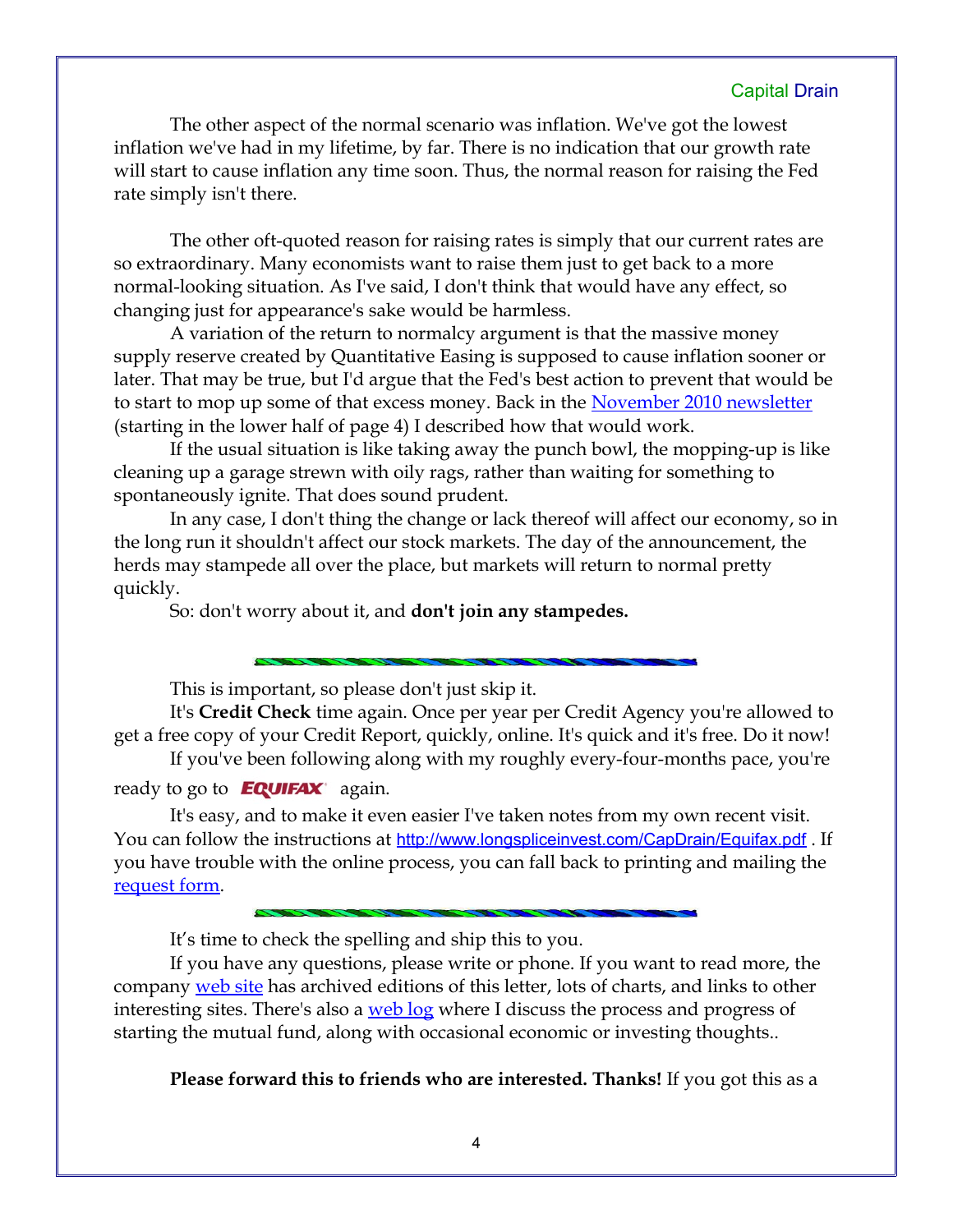The other aspect of the normal scenario was inflation. We've got the lowest inflation we've had in my lifetime, by far. There is no indication that our growth rate will start to cause inflation any time soon. Thus, the normal reason for raising the Fed rate simply isn't there.

The other oft-quoted reason for raising rates is simply that our current rates are so extraordinary. Many economists want to raise them just to get back to a more normal-looking situation. As I've said, I don't think that would have any effect, so changing just for appearance's sake would be harmless.

A variation of the return to normalcy argument is that the massive money supply reserve created by Quantitative Easing is supposed to cause inflation sooner or later. That may be true, but I'd argue that the Fed's best action to prevent that would be to start to mop up some of that excess money. Back in the November 2010 newsletter (starting in the lower half of page 4) I described how that would work.

If the usual situation is like taking away the punch bowl, the mopping-up is like cleaning up a garage strewn with oily rags, rather than waiting for something to spontaneously ignite. That does sound prudent.

In any case, I don't thing the change or lack thereof will affect our economy, so in the long run it shouldn't affect our stock markets. The day of the announcement, the herds may stampede all over the place, but markets will return to normal pretty quickly.

So: don't worry about it, and **don't join any stampedes.**

---

This is important, so please don't just skip it.

It's **Credit Check** time again. Once per year per Credit Agency you're allowed to get a free copy of your Credit Report, quickly, online. It's quick and it's free. Do it now!

If you've been following along with my roughly every-four-months pace, you're ready to go to EQUIFAX again.

It's easy, and to make it even easier I've taken notes from my own recent visit. You can follow the instructions at http://www.longspliceinvest.com/CapDrain/Equifax.pdf . If you have trouble with the online process, you can fall back to printing and mailing the request form.

---

It's time to check the spelling and ship this to you.

If you have any questions, please write or phone. If you want to read more, the company web site has archived editions of this letter, lots of charts, and links to other interesting sites. There's also a web log where I discuss the process and progress of starting the mutual fund, along with occasional economic or investing thoughts..

**Please forward this to friends who are interested. Thanks!** If you got this as a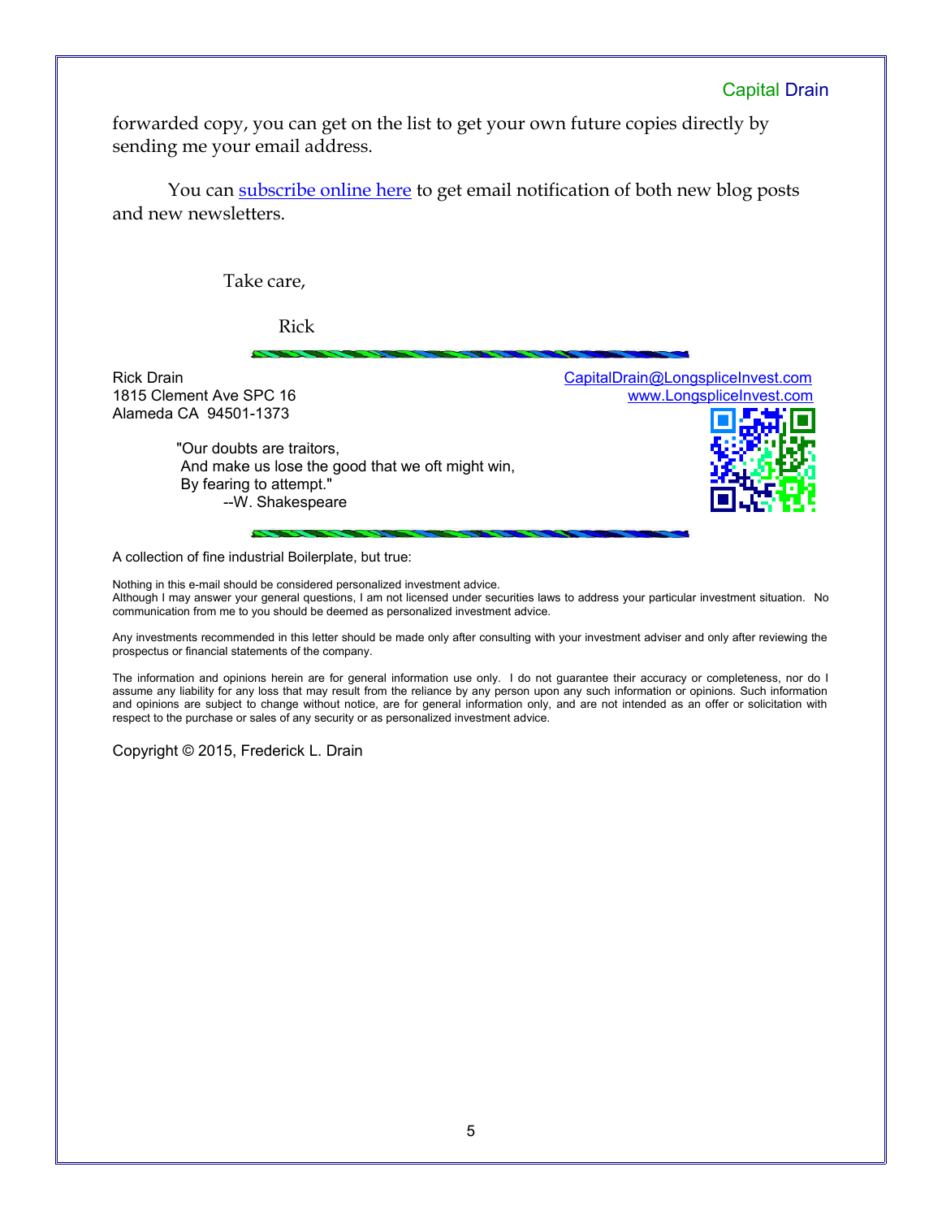forwarded copy, you can get on the list to get your own future copies directly by sending me your email address.

You can [subscribe online here](#) to get email notification of both new blog posts and new newsletters.

Take care,

Rick

---

Rick Drain
1815 Clement Ave SPC 16
Alameda CA  94501-1373

[CapitalDrain@LongspliceInvest.com](mailto:CapitalDrain@LongspliceInvest.com)
[www.LongspliceInvest.com](http://www.LongspliceInvest.com)

"Our doubts are traitors,
And make us lose the good that we oft might win,
By fearing to attempt."
--W. Shakespeare

---

A collection of fine industrial Boilerplate, but true:

Nothing in this e-mail should be considered personalized investment advice.
Although I may answer your general questions, I am not licensed under securities laws to address your particular investment situation. No communication from me to you should be deemed as personalized investment advice.

Any investments recommended in this letter should be made only after consulting with your investment adviser and only after reviewing the prospectus or financial statements of the company.

The information and opinions herein are for general information use only. I do not guarantee their accuracy or completeness, nor do I assume any liability for any loss that may result from the reliance by any person upon any such information or opinions. Such information and opinions are subject to change without notice, are for general information only, and are not intended as an offer or solicitation with respect to the purchase or sales of any security or as personalized investment advice.

Copyright © 2015, Frederick L. Drain